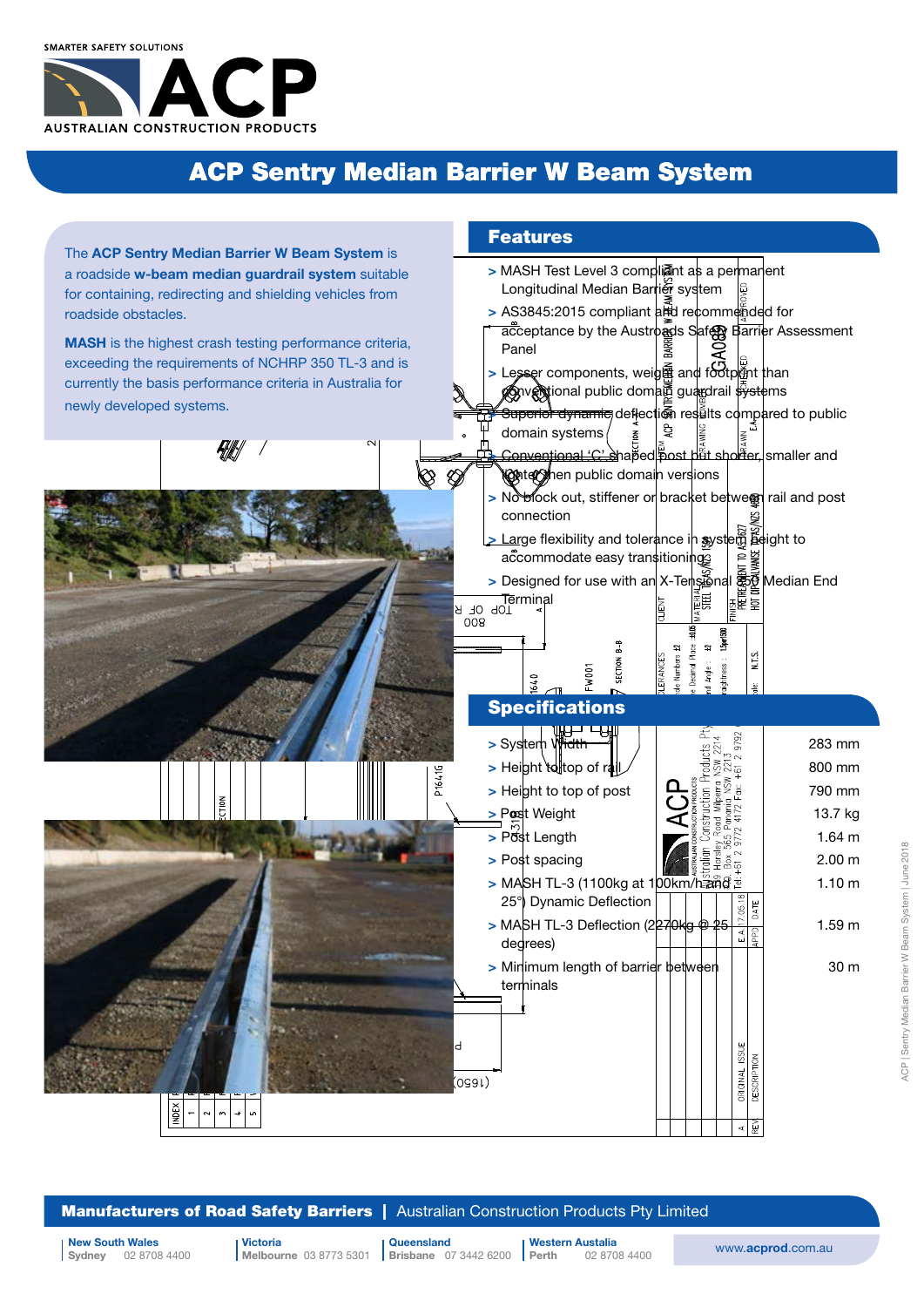SMARTER SAFETY SOLUTIONS

ACP

AUSTRALIAN CONSTRUCTION PRODUCTS

# ACP Sentry Median Barrier W Beam System

The **ACP Sentry Median Barrier W Beam System** is a roadside **w-beam median guardrail system** suitable for containing, redirecting and shielding vehicles from roadside obstacles.

**MASH** is the highest crash testing performance criteria, exceeding the requirements of NCHRP 350 TL-3 and is currently the basis performance criteria in Australia for newly developed systems.

## Features

- MASH Test Level 3 compliant as a permanent Longitudinal Median Barrier system
- AS3845:2015 compliant and recommended for acceptance by the Austroads Safety Barrier Assessment Panel
- Lesser components, weight and footprint than conventional public domain guardrail systems
- Superior dynamic deflection results compared to public domain systems
- Conventional 'C' shaped post but shorter, smaller and lighter then public domain versions
- No block out, stiffener or bracket between rail and post connection
- Large flexibility and tolerance in system height to accommodate easy transitioning
- Designed for use with an X-Tensional 350 Median End Terminal

## Specifications

| Specification | Value |
|---|---|
| System Width | 283 mm |
| Height to top of rail | 800 mm |
| Height to top of post | 790 mm |
| Post Weight | 13.7 kg |
| Post Length | 1.64 m |
| Post spacing | 2.00 m |
| MASH TL-3 (1100kg at 100km/h and 25°) Dynamic Deflection | 1.10 m |
| MASH TL-3 Deflection (2270kg @ 25 degrees) | 1.59 m |
| Minimum length of barrier between terminals | 30 m |

**Manufacturers of Road Safety Barriers** | Australian Construction Products Pty Limited

| New South Wales | Victoria | Queensland | Western Austalia |
|---|---|---|---|
| Sydney 02 8708 4400 | Melbourne 03 8773 5301 | Brisbane 07 3442 6200 | Perth 02 8708 4400 |

www.acprod.com.au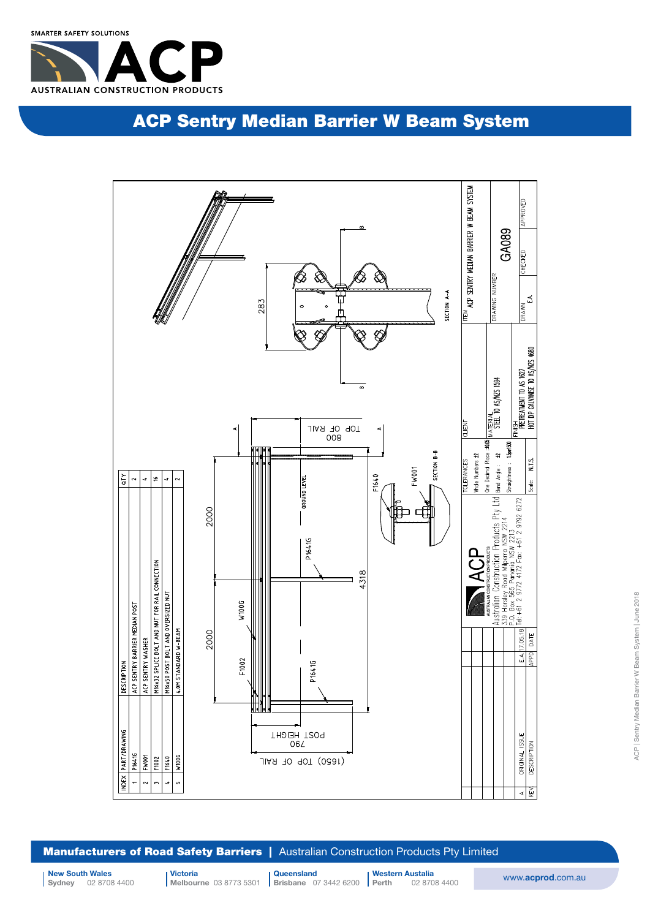SMARTER SAFETY SOLUTIONS

ACP

AUSTRALIAN CONSTRUCTION PRODUCTS

# ACP Sentry Median Barrier W Beam System

| INDEX | PART/DRAWING | DESCRIPTION | QTY |
|---|---|---|---|
| 1 | P1641G | ACP SENTRY BARRIER MEDIAN POST | 2 |
| 2 | FW001 | ACP SENTRY WASHER | 4 |
| 3 | F1002 | M16x32 SPLICE BOLT AND NUT FOR RAIL CONNECTION | 16 |
| 4 | F1640 | M16x50 POST BOLT AND OVERSIZED NUT | 4 |
| 5 | W100G | 4.0M STANDARD W-BEAM | 2 |

283

B

B

SECTION A-A

A

A

800

TOP OF RAIL

2000

2000

4318

GROUND LEVEL

P1641G

P1641G

W100G

F1002

F1640

FW001

SECTION B-B

790

POST HEIGHT

(1650) TOP OF RAIL

ITEM ACP SENTRY MEDIAN BARRIER W BEAM SYSTEM

DRAWING NUMBER GA089

DRAWN E.A. | CHECKED | APPROVED

CLIENT

MATERIAL STEEL TO AS/NZS 1594

FINISH PRETREATMENT TO AS 1627 HOT DIP GALVANISE TO AS/NZS 4680

TOLERANCES Whole Numbers ±2 One Decimal Place ±0.5 Bend Angle: ±2 Straightness: 1.5per1500

Scale: N.T.S.

Australian Construction Products Pty Ltd
339 Horsley Road Milperra NSW 2214
P.O. Box 565 Panania NSW 2213
Tel: +61 2 9772 4172 Fax: +61 2 9792 6272

| REV | DESCRIPTION | APP'D | DATE |
|---|---|---|---|
| A | ORIGINAL ISSUE | E.A. | 17.05.18 |

**Manufacturers of Road Safety Barriers** | Australian Construction Products Pty Limited

**New South Wales** Sydney 02 8708 4400 | **Victoria** Melbourne 03 8773 5301 | **Queensland** Brisbane 07 3442 6200 | **Western Australia** Perth 02 8708 4400 | www.acprod.com.au